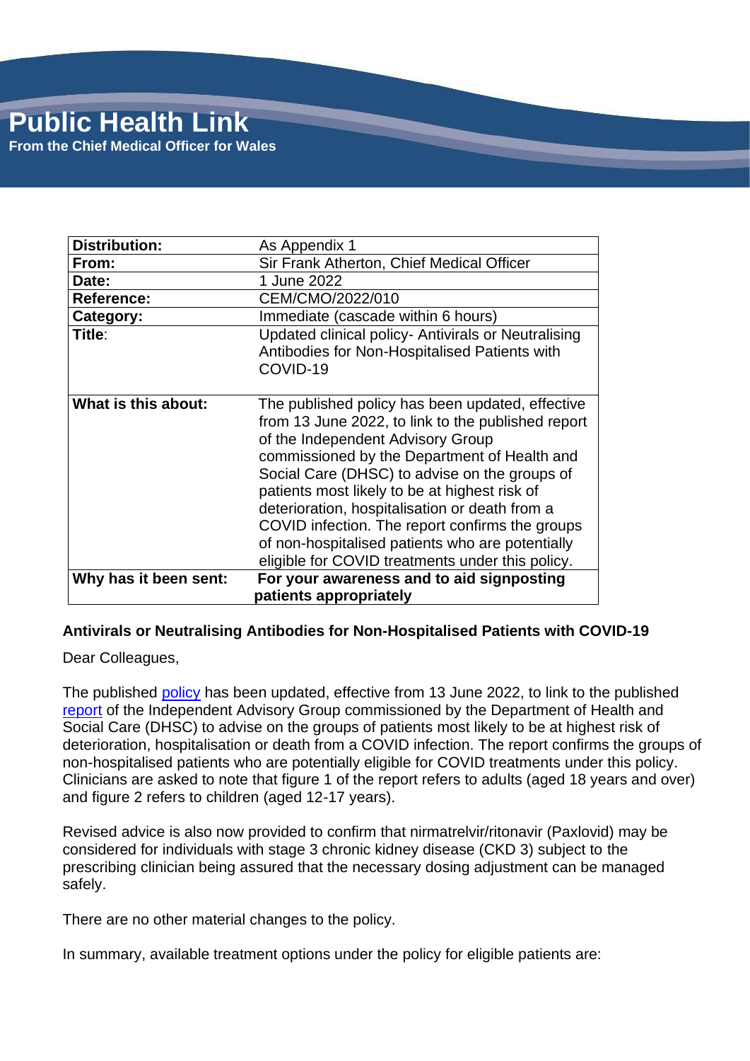# Public Health Link

**From the Chief Medical Officer for Wales**

| **Distribution:** | As Appendix 1 |
|---|---|
| **From:** | Sir Frank Atherton, Chief Medical Officer |
| **Date:** | 1 June 2022 |
| **Reference:** | CEM/CMO/2022/010 |
| **Category:** | Immediate (cascade within 6 hours) |
| **Title:** | Updated clinical policy- Antivirals or Neutralising Antibodies for Non-Hospitalised Patients with COVID-19 |
| **What is this about:** | The published policy has been updated, effective from 13 June 2022, to link to the published report of the Independent Advisory Group commissioned by the Department of Health and Social Care (DHSC) to advise on the groups of patients most likely to be at highest risk of deterioration, hospitalisation or death from a COVID infection. The report confirms the groups of non-hospitalised patients who are potentially eligible for COVID treatments under this policy. |
| **Why has it been sent:** | **For your awareness and to aid signposting patients appropriately** |

**Antivirals or Neutralising Antibodies for Non-Hospitalised Patients with COVID-19**

Dear Colleagues,

The published policy has been updated, effective from 13 June 2022, to link to the published report of the Independent Advisory Group commissioned by the Department of Health and Social Care (DHSC) to advise on the groups of patients most likely to be at highest risk of deterioration, hospitalisation or death from a COVID infection. The report confirms the groups of non-hospitalised patients who are potentially eligible for COVID treatments under this policy. Clinicians are asked to note that figure 1 of the report refers to adults (aged 18 years and over) and figure 2 refers to children (aged 12-17 years).

Revised advice is also now provided to confirm that nirmatrelvir/ritonavir (Paxlovid) may be considered for individuals with stage 3 chronic kidney disease (CKD 3) subject to the prescribing clinician being assured that the necessary dosing adjustment can be managed safely.

There are no other material changes to the policy.

In summary, available treatment options under the policy for eligible patients are: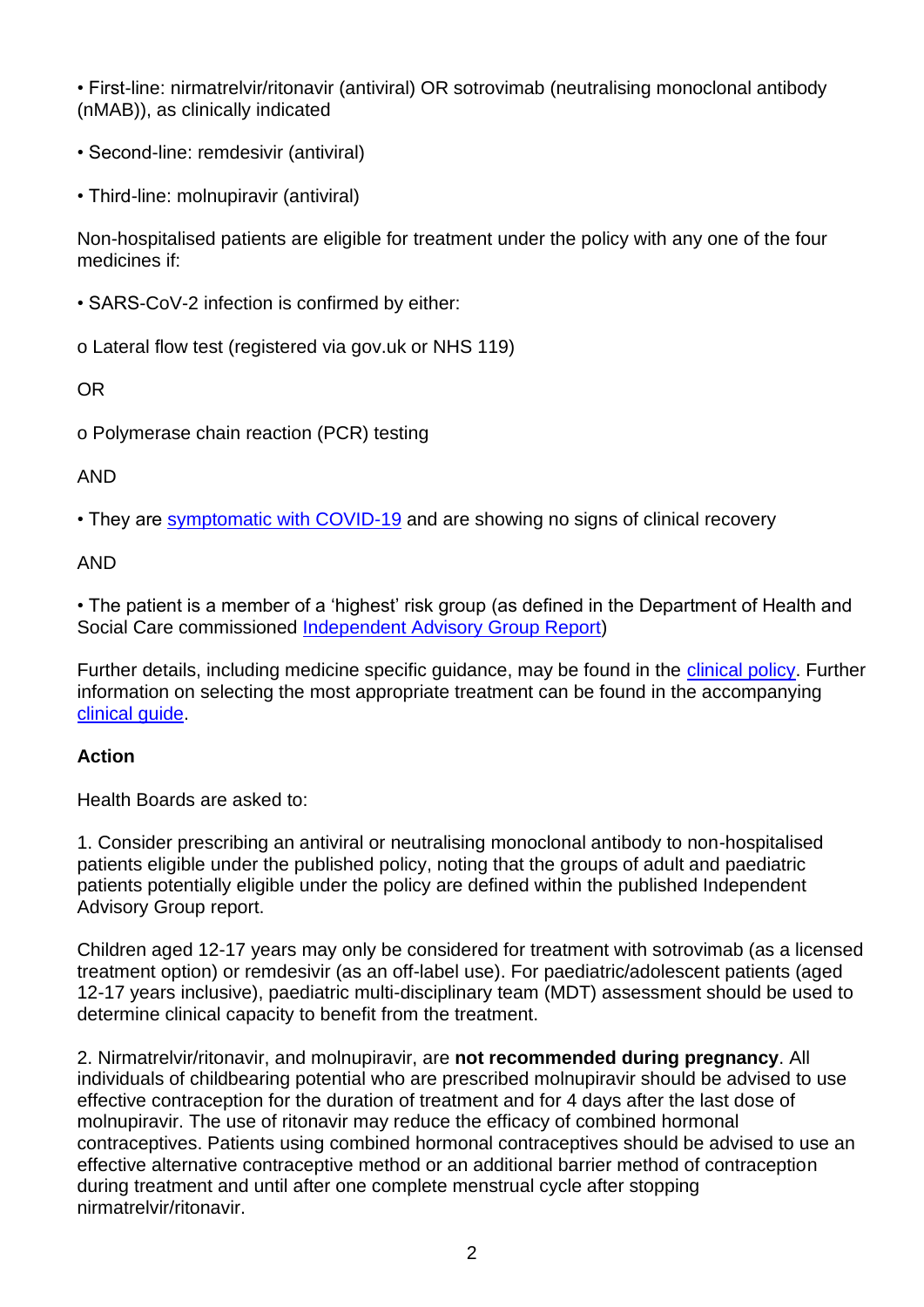- First-line: nirmatrelvir/ritonavir (antiviral) OR sotrovimab (neutralising monoclonal antibody (nMAB)), as clinically indicated
- Second-line: remdesivir (antiviral)
- Third-line: molnupiravir (antiviral)

Non-hospitalised patients are eligible for treatment under the policy with any one of the four medicines if:

- SARS-CoV-2 infection is confirmed by either:

  o Lateral flow test (registered via gov.uk or NHS 119)

  OR

  o Polymerase chain reaction (PCR) testing

AND

- They are symptomatic with COVID-19 and are showing no signs of clinical recovery

AND

- The patient is a member of a 'highest' risk group (as defined in the Department of Health and Social Care commissioned Independent Advisory Group Report)

Further details, including medicine specific guidance, may be found in the clinical policy. Further information on selecting the most appropriate treatment can be found in the accompanying clinical guide.

**Action**

Health Boards are asked to:

1. Consider prescribing an antiviral or neutralising monoclonal antibody to non-hospitalised patients eligible under the published policy, noting that the groups of adult and paediatric patients potentially eligible under the policy are defined within the published Independent Advisory Group report.

Children aged 12-17 years may only be considered for treatment with sotrovimab (as a licensed treatment option) or remdesivir (as an off-label use). For paediatric/adolescent patients (aged 12-17 years inclusive), paediatric multi-disciplinary team (MDT) assessment should be used to determine clinical capacity to benefit from the treatment.

2. Nirmatrelvir/ritonavir, and molnupiravir, are **not recommended during pregnancy**. All individuals of childbearing potential who are prescribed molnupiravir should be advised to use effective contraception for the duration of treatment and for 4 days after the last dose of molnupiravir. The use of ritonavir may reduce the efficacy of combined hormonal contraceptives. Patients using combined hormonal contraceptives should be advised to use an effective alternative contraceptive method or an additional barrier method of contraception during treatment and until after one complete menstrual cycle after stopping nirmatrelvir/ritonavir.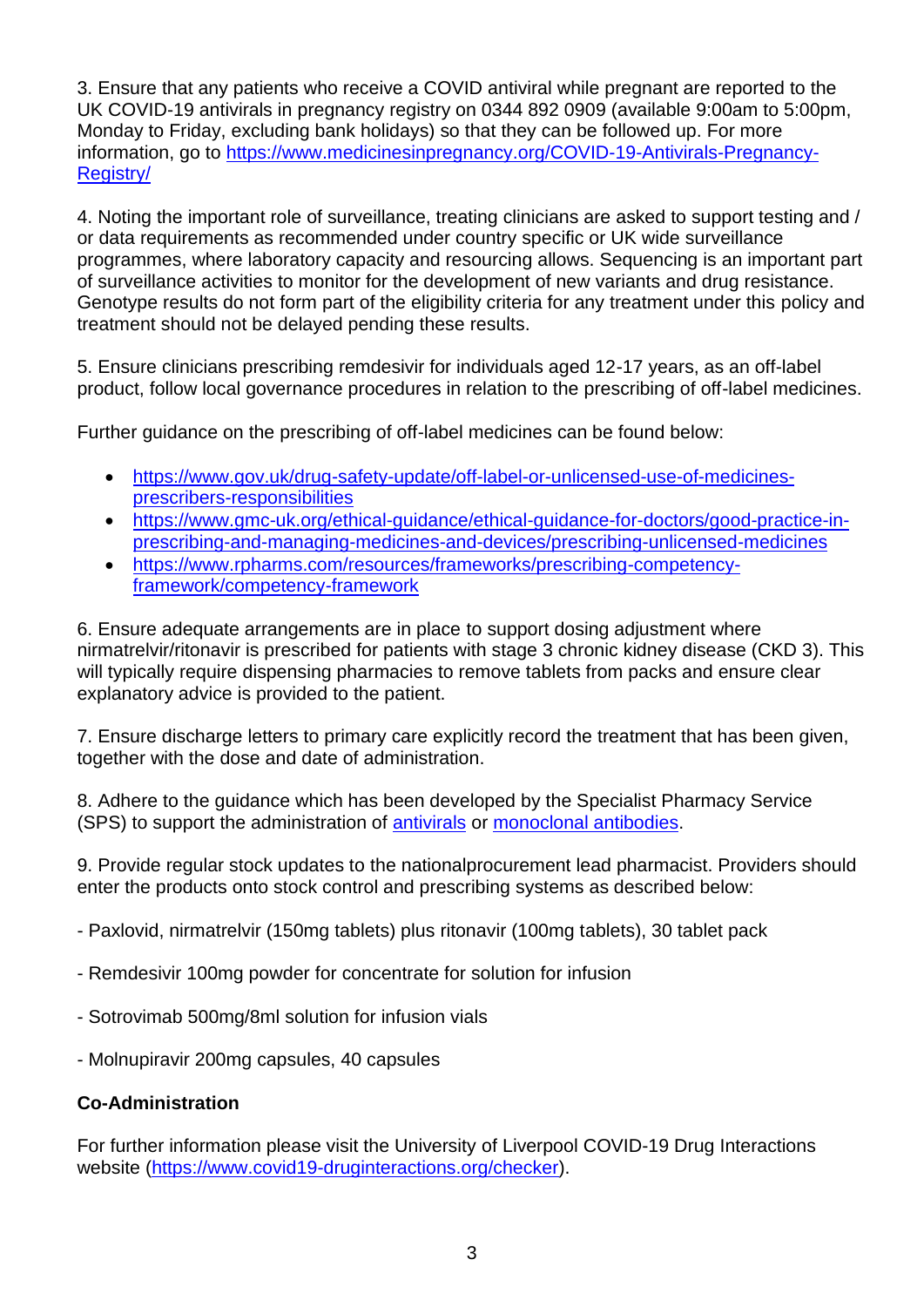3. Ensure that any patients who receive a COVID antiviral while pregnant are reported to the UK COVID-19 antivirals in pregnancy registry on 0344 892 0909 (available 9:00am to 5:00pm, Monday to Friday, excluding bank holidays) so that they can be followed up. For more information, go to [https://www.medicinesinpregnancy.org/COVID-19-Antivirals-Pregnancy-Registry/](https://www.medicinesinpregnancy.org/COVID-19-Antivirals-Pregnancy-Registry/)

4. Noting the important role of surveillance, treating clinicians are asked to support testing and / or data requirements as recommended under country specific or UK wide surveillance programmes, where laboratory capacity and resourcing allows. Sequencing is an important part of surveillance activities to monitor for the development of new variants and drug resistance. Genotype results do not form part of the eligibility criteria for any treatment under this policy and treatment should not be delayed pending these results.

5. Ensure clinicians prescribing remdesivir for individuals aged 12-17 years, as an off-label product, follow local governance procedures in relation to the prescribing of off-label medicines.

Further guidance on the prescribing of off-label medicines can be found below:

- [https://www.gov.uk/drug-safety-update/off-label-or-unlicensed-use-of-medicines-prescribers-responsibilities](https://www.gov.uk/drug-safety-update/off-label-or-unlicensed-use-of-medicines-prescribers-responsibilities)
- [https://www.gmc-uk.org/ethical-guidance/ethical-guidance-for-doctors/good-practice-in-prescribing-and-managing-medicines-and-devices/prescribing-unlicensed-medicines](https://www.gmc-uk.org/ethical-guidance/ethical-guidance-for-doctors/good-practice-in-prescribing-and-managing-medicines-and-devices/prescribing-unlicensed-medicines)
- [https://www.rpharms.com/resources/frameworks/prescribing-competency-framework/competency-framework](https://www.rpharms.com/resources/frameworks/prescribing-competency-framework/competency-framework)

6. Ensure adequate arrangements are in place to support dosing adjustment where nirmatrelvir/ritonavir is prescribed for patients with stage 3 chronic kidney disease (CKD 3). This will typically require dispensing pharmacies to remove tablets from packs and ensure clear explanatory advice is provided to the patient.

7. Ensure discharge letters to primary care explicitly record the treatment that has been given, together with the dose and date of administration.

8. Adhere to the guidance which has been developed by the Specialist Pharmacy Service (SPS) to support the administration of antivirals or monoclonal antibodies.

9. Provide regular stock updates to the nationalprocurement lead pharmacist. Providers should enter the products onto stock control and prescribing systems as described below:

- Paxlovid, nirmatrelvir (150mg tablets) plus ritonavir (100mg tablets), 30 tablet pack

- Remdesivir 100mg powder for concentrate for solution for infusion

- Sotrovimab 500mg/8ml solution for infusion vials

- Molnupiravir 200mg capsules, 40 capsules

**Co-Administration**

For further information please visit the University of Liverpool COVID-19 Drug Interactions website ([https://www.covid19-druginteractions.org/checker](https://www.covid19-druginteractions.org/checker)).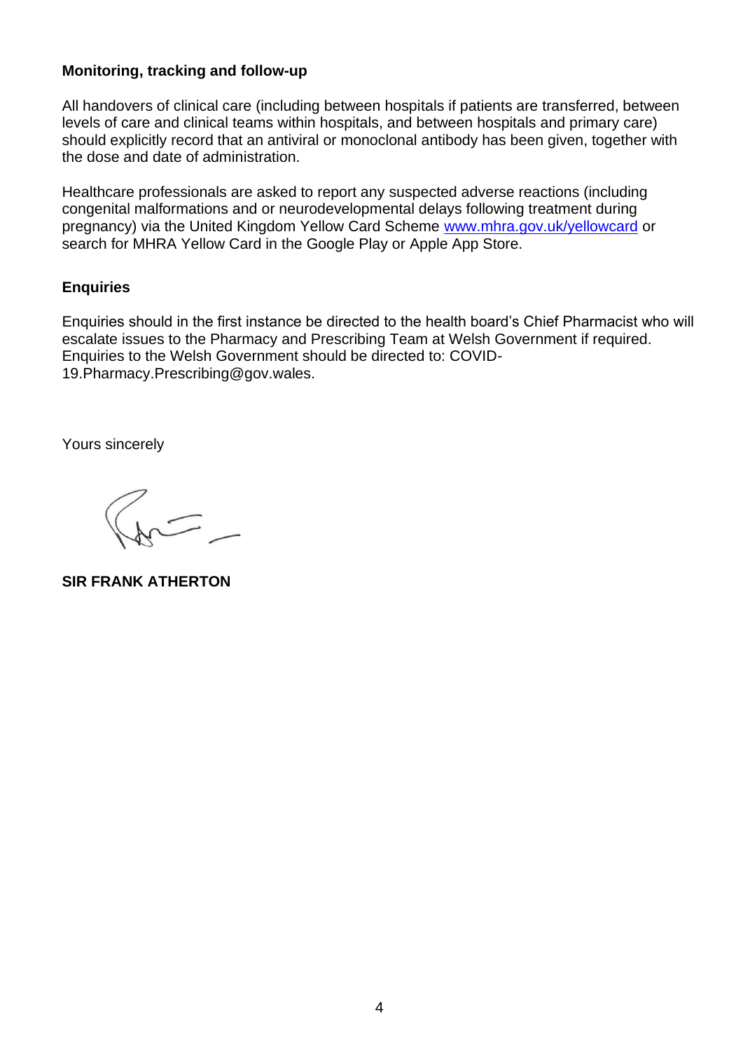**Monitoring, tracking and follow-up**

All handovers of clinical care (including between hospitals if patients are transferred, between levels of care and clinical teams within hospitals, and between hospitals and primary care) should explicitly record that an antiviral or monoclonal antibody has been given, together with the dose and date of administration.

Healthcare professionals are asked to report any suspected adverse reactions (including congenital malformations and or neurodevelopmental delays following treatment during pregnancy) via the United Kingdom Yellow Card Scheme [www.mhra.gov.uk/yellowcard](http://www.mhra.gov.uk/yellowcard) or search for MHRA Yellow Card in the Google Play or Apple App Store.

**Enquiries**

Enquiries should in the first instance be directed to the health board's Chief Pharmacist who will escalate issues to the Pharmacy and Prescribing Team at Welsh Government if required. Enquiries to the Welsh Government should be directed to: COVID-19.Pharmacy.Prescribing@gov.wales.

Yours sincerely

**SIR FRANK ATHERTON**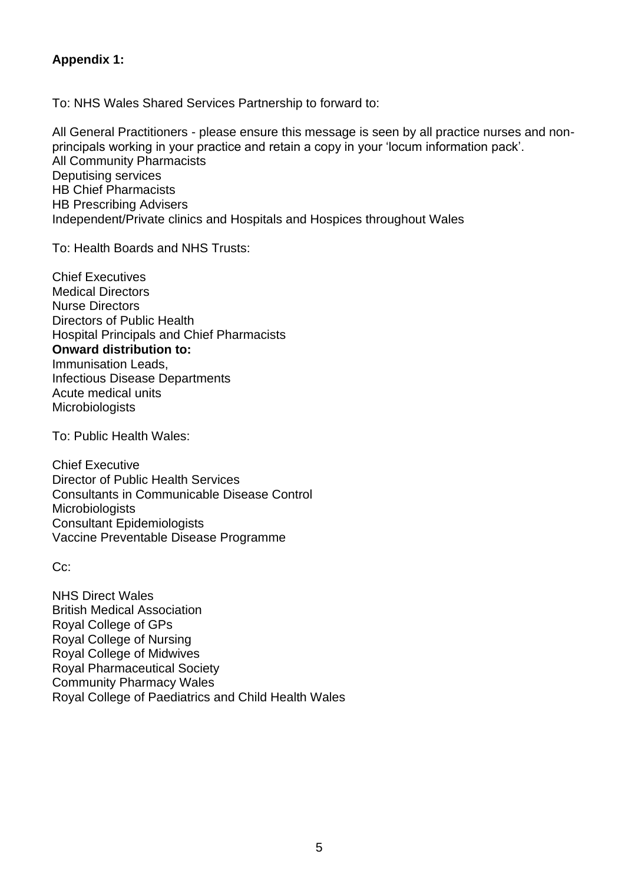**Appendix 1:**

To: NHS Wales Shared Services Partnership to forward to:

All General Practitioners - please ensure this message is seen by all practice nurses and non-principals working in your practice and retain a copy in your 'locum information pack'.
All Community Pharmacists
Deputising services
HB Chief Pharmacists
HB Prescribing Advisers
Independent/Private clinics and Hospitals and Hospices throughout Wales

To: Health Boards and NHS Trusts:

Chief Executives
Medical Directors
Nurse Directors
Directors of Public Health
Hospital Principals and Chief Pharmacists
**Onward distribution to:**
Immunisation Leads,
Infectious Disease Departments
Acute medical units
Microbiologists

To: Public Health Wales:

Chief Executive
Director of Public Health Services
Consultants in Communicable Disease Control
Microbiologists
Consultant Epidemiologists
Vaccine Preventable Disease Programme

Cc:

NHS Direct Wales
British Medical Association
Royal College of GPs
Royal College of Nursing
Royal College of Midwives
Royal Pharmaceutical Society
Community Pharmacy Wales
Royal College of Paediatrics and Child Health Wales